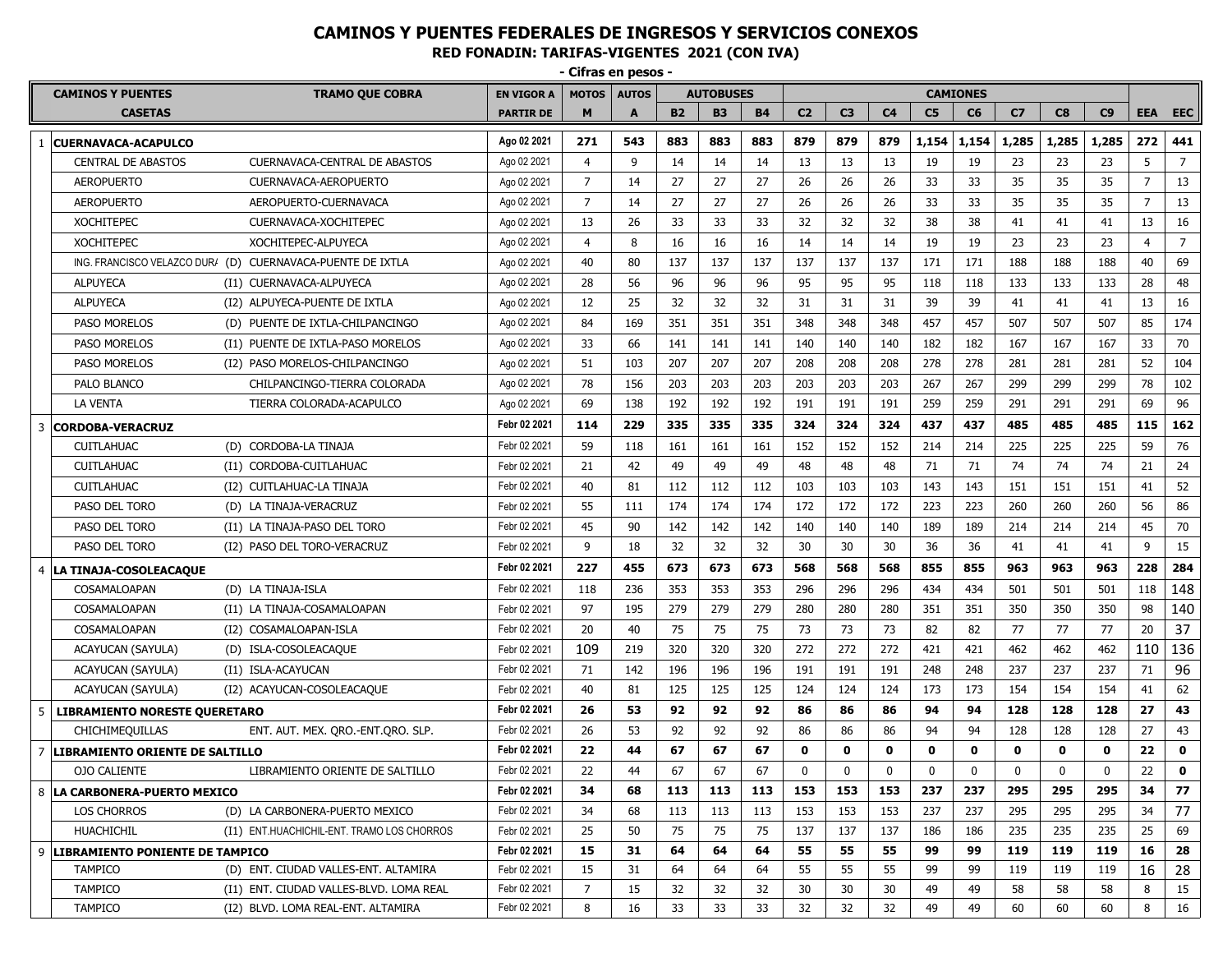# CAMINOS Y PUENTES FEDERALES DE INGRESOS Y SERVICIOS CONEXOS

## RED FONADIN: TARIFAS-VIGENTES 2021 (CON IVA)

**- Cifras en pesos -**

| | CAMINOS Y PUENTES | TRAMO QUE COBRA | EN VIGOR A | MOTOS | AUTOS | AUTOBUSES | | | CAMIONES | | | | | | | | | | |
|---|---|---|---|---|---|---|---|---|---|---|---|---|---|---|---|---|---|---|---|
| | CASETAS | | PARTIR DE | M | A | B2 | B3 | B4 | C2 | C3 | C4 | C5 | C6 | C7 | C8 | C9 | EEA | EEC |
| 1 | **CUERNAVACA-ACAPULCO** | | Ago 02 2021 | **271** | **543** | **883** | **883** | **883** | **879** | **879** | **879** | **1,154** | **1,154** | **1,285** | **1,285** | **1,285** | **272** | **441** |
| | CENTRAL DE ABASTOS | CUERNAVACA-CENTRAL DE ABASTOS | Ago 02 2021 | 4 | 9 | 14 | 14 | 14 | 13 | 13 | 13 | 19 | 19 | 23 | 23 | 23 | 5 | 7 |
| | AEROPUERTO | CUERNAVACA-AEROPUERTO | Ago 02 2021 | 7 | 14 | 27 | 27 | 27 | 26 | 26 | 26 | 33 | 33 | 35 | 35 | 35 | 7 | 13 |
| | AEROPUERTO | AEROPUERTO-CUERNAVACA | Ago 02 2021 | 7 | 14 | 27 | 27 | 27 | 26 | 26 | 26 | 33 | 33 | 35 | 35 | 35 | 7 | 13 |
| | XOCHITEPEC | CUERNAVACA-XOCHITEPEC | Ago 02 2021 | 13 | 26 | 33 | 33 | 33 | 32 | 32 | 32 | 38 | 38 | 41 | 41 | 41 | 13 | 16 |
| | XOCHITEPEC | XOCHITEPEC-ALPUYECA | Ago 02 2021 | 4 | 8 | 16 | 16 | 16 | 14 | 14 | 14 | 19 | 19 | 23 | 23 | 23 | 4 | 7 |
| | ING. FRANCISCO VELAZCO DUR/ | (D) CUERNAVACA-PUENTE DE IXTLA | Ago 02 2021 | 40 | 80 | 137 | 137 | 137 | 137 | 137 | 137 | 171 | 171 | 188 | 188 | 188 | 40 | 69 |
| | ALPUYECA | (I1) CUERNAVACA-ALPUYECA | Ago 02 2021 | 28 | 56 | 96 | 96 | 96 | 95 | 95 | 95 | 118 | 118 | 133 | 133 | 133 | 28 | 48 |
| | ALPUYECA | (I2) ALPUYECA-PUENTE DE IXTLA | Ago 02 2021 | 12 | 25 | 32 | 32 | 32 | 31 | 31 | 31 | 39 | 39 | 41 | 41 | 41 | 13 | 16 |
| | PASO MORELOS | (D) PUENTE DE IXTLA-CHILPANCINGO | Ago 02 2021 | 84 | 169 | 351 | 351 | 351 | 348 | 348 | 348 | 457 | 457 | 507 | 507 | 507 | 85 | 174 |
| | PASO MORELOS | (I1) PUENTE DE IXTLA-PASO MORELOS | Ago 02 2021 | 33 | 66 | 141 | 141 | 141 | 140 | 140 | 140 | 182 | 182 | 167 | 167 | 167 | 33 | 70 |
| | PASO MORELOS | (I2) PASO MORELOS-CHILPANCINGO | Ago 02 2021 | 51 | 103 | 207 | 207 | 207 | 208 | 208 | 208 | 278 | 278 | 281 | 281 | 281 | 52 | 104 |
| | PALO BLANCO | CHILPANCINGO-TIERRA COLORADA | Ago 02 2021 | 78 | 156 | 203 | 203 | 203 | 203 | 203 | 203 | 267 | 267 | 299 | 299 | 299 | 78 | 102 |
| | LA VENTA | TIERRA COLORADA-ACAPULCO | Ago 02 2021 | 69 | 138 | 192 | 192 | 192 | 191 | 191 | 191 | 259 | 259 | 291 | 291 | 291 | 69 | 96 |
| 3 | **CORDOBA-VERACRUZ** | | Febr 02 2021 | **114** | **229** | **335** | **335** | **335** | **324** | **324** | **324** | **437** | **437** | **485** | **485** | **485** | **115** | **162** |
| | CUITLAHUAC | (D) CORDOBA-LA TINAJA | Febr 02 2021 | 59 | 118 | 161 | 161 | 161 | 152 | 152 | 152 | 214 | 214 | 225 | 225 | 225 | 59 | 76 |
| | CUITLAHUAC | (I1) CORDOBA-CUITLAHUAC | Febr 02 2021 | 21 | 42 | 49 | 49 | 49 | 48 | 48 | 48 | 71 | 71 | 74 | 74 | 74 | 21 | 24 |
| | CUITLAHUAC | (I2) CUITLAHUAC-LA TINAJA | Febr 02 2021 | 40 | 81 | 112 | 112 | 112 | 103 | 103 | 103 | 143 | 143 | 151 | 151 | 151 | 41 | 52 |
| | PASO DEL TORO | (D) LA TINAJA-VERACRUZ | Febr 02 2021 | 55 | 111 | 174 | 174 | 174 | 172 | 172 | 172 | 223 | 223 | 260 | 260 | 260 | 56 | 86 |
| | PASO DEL TORO | (I1) LA TINAJA-PASO DEL TORO | Febr 02 2021 | 45 | 90 | 142 | 142 | 142 | 140 | 140 | 140 | 189 | 189 | 214 | 214 | 214 | 45 | 70 |
| | PASO DEL TORO | (I2) PASO DEL TORO-VERACRUZ | Febr 02 2021 | 9 | 18 | 32 | 32 | 32 | 30 | 30 | 30 | 36 | 36 | 41 | 41 | 41 | 9 | 15 |
| 4 | **LA TINAJA-COSOLEACAQUE** | | Febr 02 2021 | **227** | **455** | **673** | **673** | **673** | **568** | **568** | **568** | **855** | **855** | **963** | **963** | **963** | **228** | **284** |
| | COSAMALOAPAN | (D) LA TINAJA-ISLA | Febr 02 2021 | 118 | 236 | 353 | 353 | 353 | 296 | 296 | 296 | 434 | 434 | 501 | 501 | 501 | 118 | 148 |
| | COSAMALOAPAN | (I1) LA TINAJA-COSAMALOAPAN | Febr 02 2021 | 97 | 195 | 279 | 279 | 279 | 280 | 280 | 280 | 351 | 351 | 350 | 350 | 350 | 98 | 140 |
| | COSAMALOAPAN | (I2) COSAMALOAPAN-ISLA | Febr 02 2021 | 20 | 40 | 75 | 75 | 75 | 73 | 73 | 73 | 82 | 82 | 77 | 77 | 77 | 20 | 37 |
| | ACAYUCAN (SAYULA) | (D) ISLA-COSOLEACAQUE | Febr 02 2021 | 109 | 219 | 320 | 320 | 320 | 272 | 272 | 272 | 421 | 421 | 462 | 462 | 462 | 110 | 136 |
| | ACAYUCAN (SAYULA) | (I1) ISLA-ACAYUCAN | Febr 02 2021 | 71 | 142 | 196 | 196 | 196 | 191 | 191 | 191 | 248 | 248 | 237 | 237 | 237 | 71 | 96 |
| | ACAYUCAN (SAYULA) | (I2) ACAYUCAN-COSOLEACAQUE | Febr 02 2021 | 40 | 81 | 125 | 125 | 125 | 124 | 124 | 124 | 173 | 173 | 154 | 154 | 154 | 41 | 62 |
| 5 | **LIBRAMIENTO NORESTE QUERETARO** | | Febr 02 2021 | **26** | **53** | **92** | **92** | **92** | **86** | **86** | **86** | **94** | **94** | **128** | **128** | **128** | **27** | **43** |
| | CHICHIMEQUILLAS | ENT. AUT. MEX. QRO.-ENT.QRO. SLP. | Febr 02 2021 | 26 | 53 | 92 | 92 | 92 | 86 | 86 | 86 | 94 | 94 | 128 | 128 | 128 | 27 | 43 |
| 7 | **LIBRAMIENTO ORIENTE DE SALTILLO** | | Febr 02 2021 | **22** | **44** | **67** | **67** | **67** | **0** | **0** | **0** | **0** | **0** | **0** | **0** | **0** | **22** | **0** |
| | OJO CALIENTE | LIBRAMIENTO ORIENTE DE SALTILLO | Febr 02 2021 | 22 | 44 | 67 | 67 | 67 | 0 | 0 | 0 | 0 | 0 | 0 | 0 | 0 | 22 | **0** |
| 8 | **LA CARBONERA-PUERTO MEXICO** | | Febr 02 2021 | **34** | **68** | **113** | **113** | **113** | **153** | **153** | **153** | **237** | **237** | **295** | **295** | **295** | **34** | **77** |
| | LOS CHORROS | (D) LA CARBONERA-PUERTO MEXICO | Febr 02 2021 | 34 | 68 | 113 | 113 | 113 | 153 | 153 | 153 | 237 | 237 | 295 | 295 | 295 | 34 | 77 |
| | HUACHICHIL | (I1) ENT.HUACHICHIL-ENT. TRAMO LOS CHORROS | Febr 02 2021 | 25 | 50 | 75 | 75 | 75 | 137 | 137 | 137 | 186 | 186 | 235 | 235 | 235 | 25 | 69 |
| 9 | **LIBRAMIENTO PONIENTE DE TAMPICO** | | Febr 02 2021 | **15** | **31** | **64** | **64** | **64** | **55** | **55** | **55** | **99** | **99** | **119** | **119** | **119** | **16** | **28** |
| | TAMPICO | (D) ENT. CIUDAD VALLES-ENT. ALTAMIRA | Febr 02 2021 | 15 | 31 | 64 | 64 | 64 | 55 | 55 | 55 | 99 | 99 | 119 | 119 | 119 | 16 | 28 |
| | TAMPICO | (I1) ENT. CIUDAD VALLES-BLVD. LOMA REAL | Febr 02 2021 | 7 | 15 | 32 | 32 | 32 | 30 | 30 | 30 | 49 | 49 | 58 | 58 | 58 | 8 | 15 |
| | TAMPICO | (I2) BLVD. LOMA REAL-ENT. ALTAMIRA | Febr 02 2021 | 8 | 16 | 33 | 33 | 33 | 32 | 32 | 32 | 49 | 49 | 60 | 60 | 60 | 8 | 16 |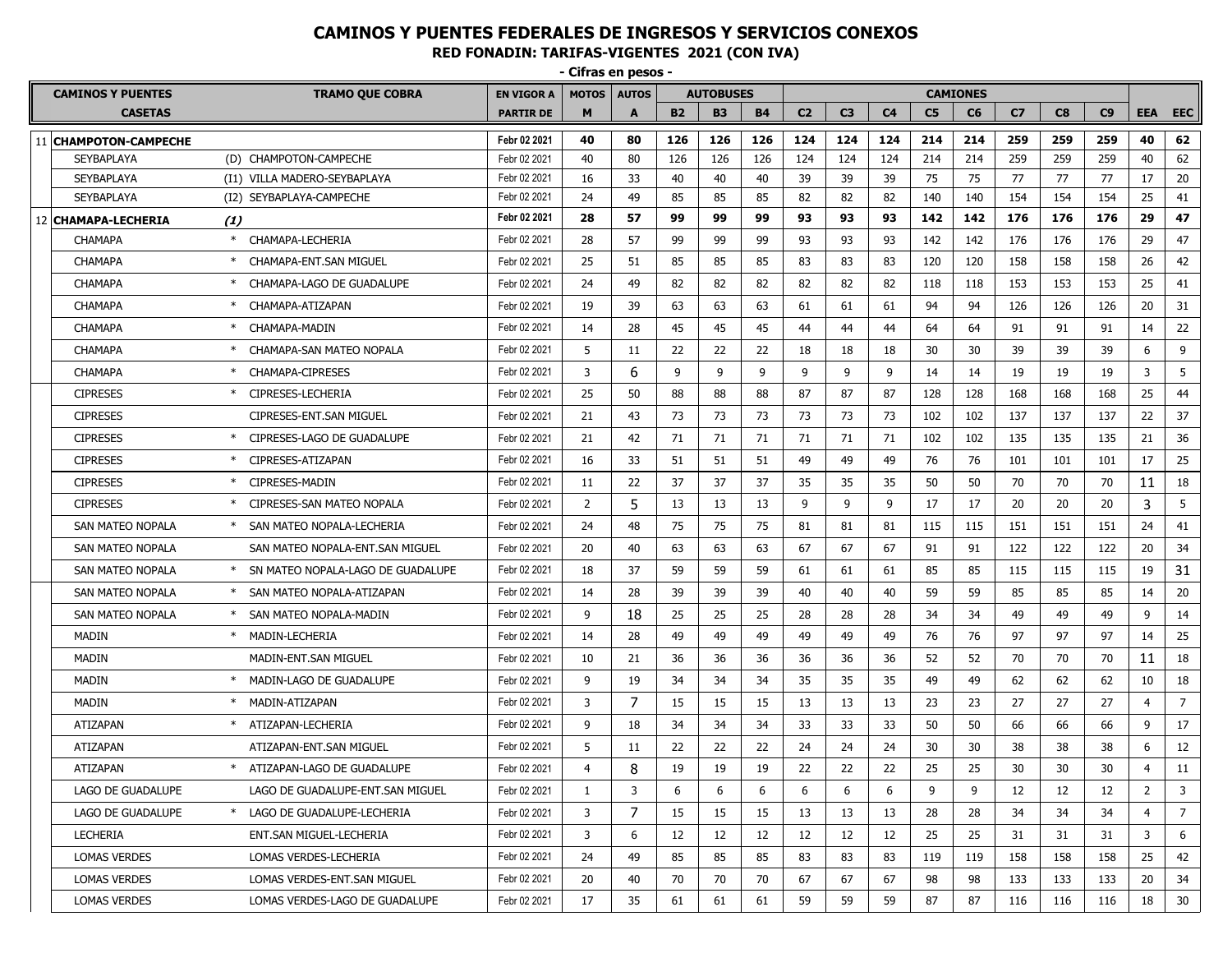# CAMINOS Y PUENTES FEDERALES DE INGRESOS Y SERVICIOS CONEXOS

## RED FONADIN: TARIFAS-VIGENTES 2021 (CON IVA)

**- Cifras en pesos -**

| CAMINOS Y PUENTES | TRAMO QUE COBRA | EN VIGOR A | MOTOS | AUTOS | AUTOBUSES | | | CAMIONES | | | | | | | | | | |
|---|---|---|---|---|---|---|---|---|---|---|---|---|---|---|---|---|---|---|
| CASETAS | | PARTIR DE | M | A | B2 | B3 | B4 | C2 | C3 | C4 | C5 | C6 | C7 | C8 | C9 | EEA | EEC |
| 11 **CHAMPOTON-CAMPECHE** | | **Febr 02 2021** | **40** | **80** | **126** | **126** | **126** | **124** | **124** | **124** | **214** | **214** | **259** | **259** | **259** | **40** | **62** |
| SEYBAPLAYA | (D) CHAMPOTON-CAMPECHE | Febr 02 2021 | 40 | 80 | 126 | 126 | 126 | 124 | 124 | 124 | 214 | 214 | 259 | 259 | 259 | 40 | 62 |
| SEYBAPLAYA | (I1) VILLA MADERO-SEYBAPLAYA | Febr 02 2021 | 16 | 33 | 40 | 40 | 40 | 39 | 39 | 39 | 75 | 75 | 77 | 77 | 77 | 17 | 20 |
| SEYBAPLAYA | (I2) SEYBAPLAYA-CAMPECHE | Febr 02 2021 | 24 | 49 | 85 | 85 | 85 | 82 | 82 | 82 | 140 | 140 | 154 | 154 | 154 | 25 | 41 |
| 12 **CHAMAPA-LECHERIA** *(1)* | | **Febr 02 2021** | **28** | **57** | **99** | **99** | **99** | **93** | **93** | **93** | **142** | **142** | **176** | **176** | **176** | **29** | **47** |
| CHAMAPA | * CHAMAPA-LECHERIA | Febr 02 2021 | 28 | 57 | 99 | 99 | 99 | 93 | 93 | 93 | 142 | 142 | 176 | 176 | 176 | 29 | 47 |
| CHAMAPA | * CHAMAPA-ENT.SAN MIGUEL | Febr 02 2021 | 25 | 51 | 85 | 85 | 85 | 83 | 83 | 83 | 120 | 120 | 158 | 158 | 158 | 26 | 42 |
| CHAMAPA | * CHAMAPA-LAGO DE GUADALUPE | Febr 02 2021 | 24 | 49 | 82 | 82 | 82 | 82 | 82 | 82 | 118 | 118 | 153 | 153 | 153 | 25 | 41 |
| CHAMAPA | * CHAMAPA-ATIZAPAN | Febr 02 2021 | 19 | 39 | 63 | 63 | 63 | 61 | 61 | 61 | 94 | 94 | 126 | 126 | 126 | 20 | 31 |
| CHAMAPA | * CHAMAPA-MADIN | Febr 02 2021 | 14 | 28 | 45 | 45 | 45 | 44 | 44 | 44 | 64 | 64 | 91 | 91 | 91 | 14 | 22 |
| CHAMAPA | * CHAMAPA-SAN MATEO NOPALA | Febr 02 2021 | 5 | 11 | 22 | 22 | 22 | 18 | 18 | 18 | 30 | 30 | 39 | 39 | 39 | 6 | 9 |
| CHAMAPA | * CHAMAPA-CIPRESES | Febr 02 2021 | 3 | 6 | 9 | 9 | 9 | 9 | 9 | 9 | 14 | 14 | 19 | 19 | 19 | 3 | 5 |
| CIPRESES | * CIPRESES-LECHERIA | Febr 02 2021 | 25 | 50 | 88 | 88 | 88 | 87 | 87 | 87 | 128 | 128 | 168 | 168 | 168 | 25 | 44 |
| CIPRESES | CIPRESES-ENT.SAN MIGUEL | Febr 02 2021 | 21 | 43 | 73 | 73 | 73 | 73 | 73 | 73 | 102 | 102 | 137 | 137 | 137 | 22 | 37 |
| CIPRESES | * CIPRESES-LAGO DE GUADALUPE | Febr 02 2021 | 21 | 42 | 71 | 71 | 71 | 71 | 71 | 71 | 102 | 102 | 135 | 135 | 135 | 21 | 36 |
| CIPRESES | * CIPRESES-ATIZAPAN | Febr 02 2021 | 16 | 33 | 51 | 51 | 51 | 49 | 49 | 49 | 76 | 76 | 101 | 101 | 101 | 17 | 25 |
| CIPRESES | * CIPRESES-MADIN | Febr 02 2021 | 11 | 22 | 37 | 37 | 37 | 35 | 35 | 35 | 50 | 50 | 70 | 70 | 70 | 11 | 18 |
| CIPRESES | * CIPRESES-SAN MATEO NOPALA | Febr 02 2021 | 2 | 5 | 13 | 13 | 13 | 9 | 9 | 9 | 17 | 17 | 20 | 20 | 20 | 3 | 5 |
| SAN MATEO NOPALA | * SAN MATEO NOPALA-LECHERIA | Febr 02 2021 | 24 | 48 | 75 | 75 | 75 | 81 | 81 | 81 | 115 | 115 | 151 | 151 | 151 | 24 | 41 |
| SAN MATEO NOPALA | SAN MATEO NOPALA-ENT.SAN MIGUEL | Febr 02 2021 | 20 | 40 | 63 | 63 | 63 | 67 | 67 | 67 | 91 | 91 | 122 | 122 | 122 | 20 | 34 |
| SAN MATEO NOPALA | * SN MATEO NOPALA-LAGO DE GUADALUPE | Febr 02 2021 | 18 | 37 | 59 | 59 | 59 | 61 | 61 | 61 | 85 | 85 | 115 | 115 | 115 | 19 | 31 |
| SAN MATEO NOPALA | * SAN MATEO NOPALA-ATIZAPAN | Febr 02 2021 | 14 | 28 | 39 | 39 | 39 | 40 | 40 | 40 | 59 | 59 | 85 | 85 | 85 | 14 | 20 |
| SAN MATEO NOPALA | * SAN MATEO NOPALA-MADIN | Febr 02 2021 | 9 | 18 | 25 | 25 | 25 | 28 | 28 | 28 | 34 | 34 | 49 | 49 | 49 | 9 | 14 |
| MADIN | * MADIN-LECHERIA | Febr 02 2021 | 14 | 28 | 49 | 49 | 49 | 49 | 49 | 49 | 76 | 76 | 97 | 97 | 97 | 14 | 25 |
| MADIN | MADIN-ENT.SAN MIGUEL | Febr 02 2021 | 10 | 21 | 36 | 36 | 36 | 36 | 36 | 36 | 52 | 52 | 70 | 70 | 70 | 11 | 18 |
| MADIN | * MADIN-LAGO DE GUADALUPE | Febr 02 2021 | 9 | 19 | 34 | 34 | 34 | 35 | 35 | 35 | 49 | 49 | 62 | 62 | 62 | 10 | 18 |
| MADIN | * MADIN-ATIZAPAN | Febr 02 2021 | 3 | 7 | 15 | 15 | 15 | 13 | 13 | 13 | 23 | 23 | 27 | 27 | 27 | 4 | 7 |
| ATIZAPAN | * ATIZAPAN-LECHERIA | Febr 02 2021 | 9 | 18 | 34 | 34 | 34 | 33 | 33 | 33 | 50 | 50 | 66 | 66 | 66 | 9 | 17 |
| ATIZAPAN | ATIZAPAN-ENT.SAN MIGUEL | Febr 02 2021 | 5 | 11 | 22 | 22 | 22 | 24 | 24 | 24 | 30 | 30 | 38 | 38 | 38 | 6 | 12 |
| ATIZAPAN | * ATIZAPAN-LAGO DE GUADALUPE | Febr 02 2021 | 4 | 8 | 19 | 19 | 19 | 22 | 22 | 22 | 25 | 25 | 30 | 30 | 30 | 4 | 11 |
| LAGO DE GUADALUPE | LAGO DE GUADALUPE-ENT.SAN MIGUEL | Febr 02 2021 | 1 | 3 | 6 | 6 | 6 | 6 | 6 | 6 | 9 | 9 | 12 | 12 | 12 | 2 | 3 |
| LAGO DE GUADALUPE | * LAGO DE GUADALUPE-LECHERIA | Febr 02 2021 | 3 | 7 | 15 | 15 | 15 | 13 | 13 | 13 | 28 | 28 | 34 | 34 | 34 | 4 | 7 |
| LECHERIA | ENT.SAN MIGUEL-LECHERIA | Febr 02 2021 | 3 | 6 | 12 | 12 | 12 | 12 | 12 | 12 | 25 | 25 | 31 | 31 | 31 | 3 | 6 |
| LOMAS VERDES | LOMAS VERDES-LECHERIA | Febr 02 2021 | 24 | 49 | 85 | 85 | 85 | 83 | 83 | 83 | 119 | 119 | 158 | 158 | 158 | 25 | 42 |
| LOMAS VERDES | LOMAS VERDES-ENT.SAN MIGUEL | Febr 02 2021 | 20 | 40 | 70 | 70 | 70 | 67 | 67 | 67 | 98 | 98 | 133 | 133 | 133 | 20 | 34 |
| LOMAS VERDES | LOMAS VERDES-LAGO DE GUADALUPE | Febr 02 2021 | 17 | 35 | 61 | 61 | 61 | 59 | 59 | 59 | 87 | 87 | 116 | 116 | 116 | 18 | 30 |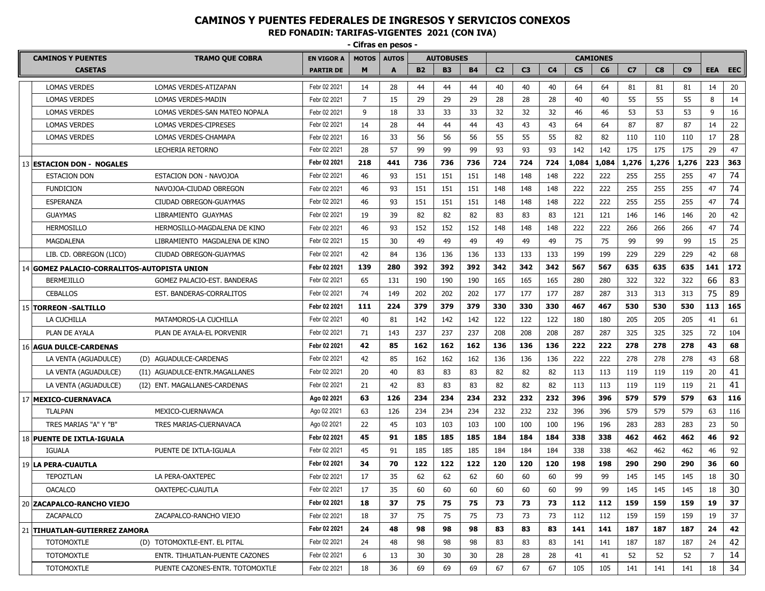# CAMINOS Y PUENTES FEDERALES DE INGRESOS Y SERVICIOS CONEXOS

## RED FONADIN: TARIFAS-VIGENTES 2021 (CON IVA)

**- Cifras en pesos -**

| | CAMINOS Y PUENTES | TRAMO QUE COBRA | EN VIGOR A | MOTOS | AUTOS | AUTOBUSES | | | CAMIONES | | | | | | | | | | |
|---|---|---|---|---|---|---|---|---|---|---|---|---|---|---|---|---|---|---|---|
| | CASETAS | | PARTIR DE | M | A | B2 | B3 | B4 | C2 | C3 | C4 | C5 | C6 | C7 | C8 | C9 | EEA | EEC |
| | LOMAS VERDES | LOMAS VERDES-ATIZAPAN | Febr 02 2021 | 14 | 28 | 44 | 44 | 44 | 40 | 40 | 40 | 64 | 64 | 81 | 81 | 81 | 14 | 20 |
| | LOMAS VERDES | LOMAS VERDES-MADIN | Febr 02 2021 | 7 | 15 | 29 | 29 | 29 | 28 | 28 | 28 | 40 | 40 | 55 | 55 | 55 | 8 | 14 |
| | LOMAS VERDES | LOMAS VERDES-SAN MATEO NOPALA | Febr 02 2021 | 9 | 18 | 33 | 33 | 33 | 32 | 32 | 32 | 46 | 46 | 53 | 53 | 53 | 9 | 16 |
| | LOMAS VERDES | LOMAS VERDES-CIPRESES | Febr 02 2021 | 14 | 28 | 44 | 44 | 44 | 43 | 43 | 43 | 64 | 64 | 87 | 87 | 87 | 14 | 22 |
| | LOMAS VERDES | LOMAS VERDES-CHAMAPA | Febr 02 2021 | 16 | 33 | 56 | 56 | 56 | 55 | 55 | 55 | 82 | 82 | 110 | 110 | 110 | 17 | 28 |
| | | LECHERIA RETORNO | Febr 02 2021 | 28 | 57 | 99 | 99 | 99 | 93 | 93 | 93 | 142 | 142 | 175 | 175 | 175 | 29 | 47 |
| 13 | **ESTACION DON - NOGALES** | | **Febr 02 2021** | **218** | **441** | **736** | **736** | **736** | **724** | **724** | **724** | **1,084** | **1,084** | **1,276** | **1,276** | **1,276** | **223** | **363** |
| | ESTACION DON | ESTACION DON - NAVOJOA | Febr 02 2021 | 46 | 93 | 151 | 151 | 151 | 148 | 148 | 148 | 222 | 222 | 255 | 255 | 255 | 47 | 74 |
| | FUNDICION | NAVOJOA-CIUDAD OBREGON | Febr 02 2021 | 46 | 93 | 151 | 151 | 151 | 148 | 148 | 148 | 222 | 222 | 255 | 255 | 255 | 47 | 74 |
| | ESPERANZA | CIUDAD OBREGON-GUAYMAS | Febr 02 2021 | 46 | 93 | 151 | 151 | 151 | 148 | 148 | 148 | 222 | 222 | 255 | 255 | 255 | 47 | 74 |
| | GUAYMAS | LIBRAMIENTO GUAYMAS | Febr 02 2021 | 19 | 39 | 82 | 82 | 82 | 83 | 83 | 83 | 121 | 121 | 146 | 146 | 146 | 20 | 42 |
| | HERMOSILLO | HERMOSILLO-MAGDALENA DE KINO | Febr 02 2021 | 46 | 93 | 152 | 152 | 152 | 148 | 148 | 148 | 222 | 222 | 266 | 266 | 266 | 47 | 74 |
| | MAGDALENA | LIBRAMIENTO MAGDALENA DE KINO | Febr 02 2021 | 15 | 30 | 49 | 49 | 49 | 49 | 49 | 49 | 75 | 75 | 99 | 99 | 99 | 15 | 25 |
| | LIB. CD. OBREGON (LICO) | CIUDAD OBREGON-GUAYMAS | Febr 02 2021 | 42 | 84 | 136 | 136 | 136 | 133 | 133 | 133 | 199 | 199 | 229 | 229 | 229 | 42 | 68 |
| 14 | **GOMEZ PALACIO-CORRALITOS-AUTOPISTA UNION** | | **Febr 02 2021** | **139** | **280** | **392** | **392** | **392** | **342** | **342** | **342** | **567** | **567** | **635** | **635** | **635** | **141** | **172** |
| | BERMEJILLO | GOMEZ PALACIO-EST. BANDERAS | Febr 02 2021 | 65 | 131 | 190 | 190 | 190 | 165 | 165 | 165 | 280 | 280 | 322 | 322 | 322 | 66 | 83 |
| | CEBALLOS | EST. BANDERAS-CORRALITOS | Febr 02 2021 | 74 | 149 | 202 | 202 | 202 | 177 | 177 | 177 | 287 | 287 | 313 | 313 | 313 | 75 | 89 |
| 15 | **TORREON -SALTILLO** | | **Febr 02 2021** | **111** | **224** | **379** | **379** | **379** | **330** | **330** | **330** | **467** | **467** | **530** | **530** | **530** | **113** | **165** |
| | LA CUCHILLA | MATAMOROS-LA CUCHILLA | Febr 02 2021 | 40 | 81 | 142 | 142 | 142 | 122 | 122 | 122 | 180 | 180 | 205 | 205 | 205 | 41 | 61 |
| | PLAN DE AYALA | PLAN DE AYALA-EL PORVENIR | Febr 02 2021 | 71 | 143 | 237 | 237 | 237 | 208 | 208 | 208 | 287 | 287 | 325 | 325 | 325 | 72 | 104 |
| 16 | **AGUA DULCE-CARDENAS** | | **Febr 02 2021** | **42** | **85** | **162** | **162** | **162** | **136** | **136** | **136** | **222** | **222** | **278** | **278** | **278** | **43** | **68** |
| | LA VENTA (AGUADULCE) | (D) AGUADULCE-CARDENAS | Febr 02 2021 | 42 | 85 | 162 | 162 | 162 | 136 | 136 | 136 | 222 | 222 | 278 | 278 | 278 | 43 | 68 |
| | LA VENTA (AGUADULCE) | (I1) AGUADULCE-ENTR.MAGALLANES | Febr 02 2021 | 20 | 40 | 83 | 83 | 83 | 82 | 82 | 82 | 113 | 113 | 119 | 119 | 119 | 20 | 41 |
| | LA VENTA (AGUADULCE) | (I2) ENT. MAGALLANES-CARDENAS | Febr 02 2021 | 21 | 42 | 83 | 83 | 83 | 82 | 82 | 82 | 113 | 113 | 119 | 119 | 119 | 21 | 41 |
| 17 | **MEXICO-CUERNAVACA** | | **Ago 02 2021** | **63** | **126** | **234** | **234** | **234** | **232** | **232** | **232** | **396** | **396** | **579** | **579** | **579** | **63** | **116** |
| | TLALPAN | MEXICO-CUERNAVACA | Ago 02 2021 | 63 | 126 | 234 | 234 | 234 | 232 | 232 | 232 | 396 | 396 | 579 | 579 | 579 | 63 | 116 |
| | TRES MARIAS "A" Y "B" | TRES MARIAS-CUERNAVACA | Ago 02 2021 | 22 | 45 | 103 | 103 | 103 | 100 | 100 | 100 | 196 | 196 | 283 | 283 | 283 | 23 | 50 |
| 18 | **PUENTE DE IXTLA-IGUALA** | | **Febr 02 2021** | **45** | **91** | **185** | **185** | **185** | **184** | **184** | **184** | **338** | **338** | **462** | **462** | **462** | **46** | **92** |
| | IGUALA | PUENTE DE IXTLA-IGUALA | Febr 02 2021 | 45 | 91 | 185 | 185 | 185 | 184 | 184 | 184 | 338 | 338 | 462 | 462 | 462 | 46 | 92 |
| 19 | **LA PERA-CUAUTLA** | | **Febr 02 2021** | **34** | **70** | **122** | **122** | **122** | **120** | **120** | **120** | **198** | **198** | **290** | **290** | **290** | **36** | **60** |
| | TEPOZTLAN | LA PERA-OAXTEPEC | Febr 02 2021 | 17 | 35 | 62 | 62 | 62 | 60 | 60 | 60 | 99 | 99 | 145 | 145 | 145 | 18 | 30 |
| | OACALCO | OAXTEPEC-CUAUTLA | Febr 02 2021 | 17 | 35 | 60 | 60 | 60 | 60 | 60 | 60 | 99 | 99 | 145 | 145 | 145 | 18 | 30 |
| 20 | **ZACAPALCO-RANCHO VIEJO** | | **Febr 02 2021** | **18** | **37** | **75** | **75** | **75** | **73** | **73** | **73** | **112** | **112** | **159** | **159** | **159** | **19** | **37** |
| | ZACAPALCO | ZACAPALCO-RANCHO VIEJO | Febr 02 2021 | 18 | 37 | 75 | 75 | 75 | 73 | 73 | 73 | 112 | 112 | 159 | 159 | 159 | 19 | 37 |
| 21 | **TIHUATLAN-GUTIERREZ ZAMORA** | | **Febr 02 2021** | **24** | **48** | **98** | **98** | **98** | **83** | **83** | **83** | **141** | **141** | **187** | **187** | **187** | **24** | **42** |
| | TOTOMOXTLE | (D) TOTOMOXTLE-ENT. EL PITAL | Febr 02 2021 | 24 | 48 | 98 | 98 | 98 | 83 | 83 | 83 | 141 | 141 | 187 | 187 | 187 | 24 | 42 |
| | TOTOMOXTLE | ENTR. TIHUATLAN-PUENTE CAZONES | Febr 02 2021 | 6 | 13 | 30 | 30 | 30 | 28 | 28 | 28 | 41 | 41 | 52 | 52 | 52 | 7 | 14 |
| | TOTOMOXTLE | PUENTE CAZONES-ENTR. TOTOMOXTLE | Febr 02 2021 | 18 | 36 | 69 | 69 | 69 | 67 | 67 | 67 | 105 | 105 | 141 | 141 | 141 | 18 | 34 |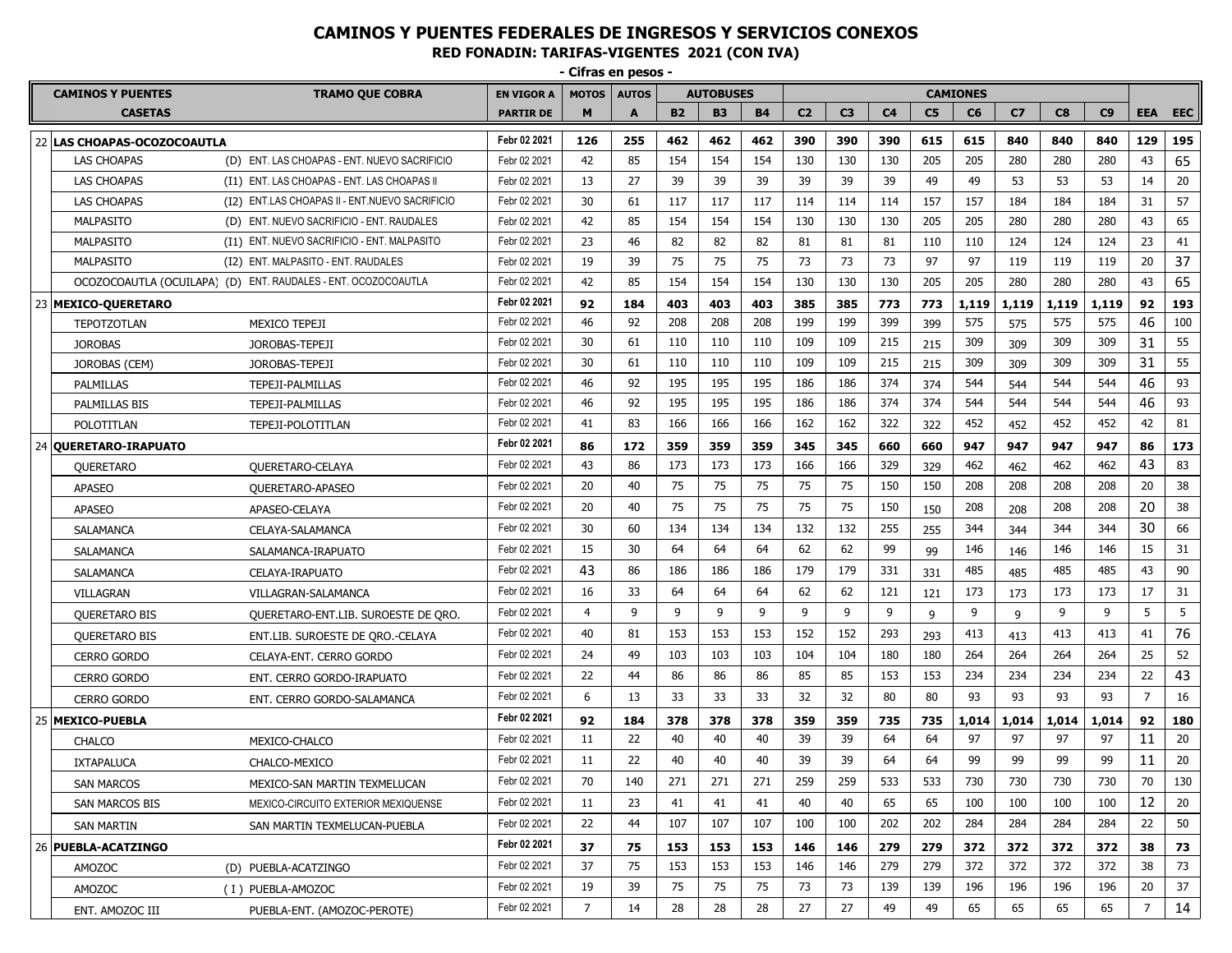# CAMINOS Y PUENTES FEDERALES DE INGRESOS Y SERVICIOS CONEXOS

## RED FONADIN: TARIFAS-VIGENTES 2021 (CON IVA)

**- Cifras en pesos -**

| | CAMINOS Y PUENTES | TRAMO QUE COBRA | EN VIGOR A | MOTOS | AUTOS | AUTOBUSES | | | CAMIONES | | | | | | | | | | |
|---|---|---|---|---|---|---|---|---|---|---|---|---|---|---|---|---|---|---|---|
| | CASETAS | | PARTIR DE | M | A | B2 | B3 | B4 | C2 | C3 | C4 | C5 | C6 | C7 | C8 | C9 | EEA | EEC |
| 22 | **LAS CHOAPAS-OCOZOCOAUTLA** | | Febr 02 2021 | **126** | **255** | **462** | **462** | **462** | **390** | **390** | **390** | **615** | **615** | **840** | **840** | **840** | **129** | **195** |
| | LAS CHOAPAS | (D) ENT. LAS CHOAPAS - ENT. NUEVO SACRIFICIO | Febr 02 2021 | 42 | 85 | 154 | 154 | 154 | 130 | 130 | 130 | 205 | 205 | 280 | 280 | 280 | 43 | 65 |
| | LAS CHOAPAS | (I1) ENT. LAS CHOAPAS - ENT. LAS CHOAPAS II | Febr 02 2021 | 13 | 27 | 39 | 39 | 39 | 39 | 39 | 39 | 49 | 49 | 53 | 53 | 53 | 14 | 20 |
| | LAS CHOAPAS | (I2) ENT.LAS CHOAPAS II - ENT.NUEVO SACRIFICIO | Febr 02 2021 | 30 | 61 | 117 | 117 | 117 | 114 | 114 | 114 | 157 | 157 | 184 | 184 | 184 | 31 | 57 |
| | MALPASITO | (D) ENT. NUEVO SACRIFICIO - ENT. RAUDALES | Febr 02 2021 | 42 | 85 | 154 | 154 | 154 | 130 | 130 | 130 | 205 | 205 | 280 | 280 | 280 | 43 | 65 |
| | MALPASITO | (I1) ENT. NUEVO SACRIFICIO - ENT. MALPASITO | Febr 02 2021 | 23 | 46 | 82 | 82 | 82 | 81 | 81 | 81 | 110 | 110 | 124 | 124 | 124 | 23 | 41 |
| | MALPASITO | (I2) ENT. MALPASITO - ENT. RAUDALES | Febr 02 2021 | 19 | 39 | 75 | 75 | 75 | 73 | 73 | 73 | 97 | 97 | 119 | 119 | 119 | 20 | 37 |
| | OCOZOCOAUTLA (OCUILAPA) | (D) ENT. RAUDALES - ENT. OCOZOCOAUTLA | Febr 02 2021 | 42 | 85 | 154 | 154 | 154 | 130 | 130 | 130 | 205 | 205 | 280 | 280 | 280 | 43 | 65 |
| 23 | **MEXICO-QUERETARO** | | Febr 02 2021 | **92** | **184** | **403** | **403** | **403** | **385** | **385** | **773** | **773** | **1,119** | **1,119** | **1,119** | **1,119** | **92** | **193** |
| | TEPOTZOTLAN | MEXICO TEPEJI | Febr 02 2021 | 46 | 92 | 208 | 208 | 208 | 199 | 199 | 399 | 399 | 575 | 575 | 575 | 575 | 46 | 100 |
| | JOROBAS | JOROBAS-TEPEJI | Febr 02 2021 | 30 | 61 | 110 | 110 | 110 | 109 | 109 | 215 | 215 | 309 | 309 | 309 | 309 | 31 | 55 |
| | JOROBAS (CEM) | JOROBAS-TEPEJI | Febr 02 2021 | 30 | 61 | 110 | 110 | 110 | 109 | 109 | 215 | 215 | 309 | 309 | 309 | 309 | 31 | 55 |
| | PALMILLAS | TEPEJI-PALMILLAS | Febr 02 2021 | 46 | 92 | 195 | 195 | 195 | 186 | 186 | 374 | 374 | 544 | 544 | 544 | 544 | 46 | 93 |
| | PALMILLAS BIS | TEPEJI-PALMILLAS | Febr 02 2021 | 46 | 92 | 195 | 195 | 195 | 186 | 186 | 374 | 374 | 544 | 544 | 544 | 544 | 46 | 93 |
| | POLOTITLAN | TEPEJI-POLOTITLAN | Febr 02 2021 | 41 | 83 | 166 | 166 | 166 | 162 | 162 | 322 | 322 | 452 | 452 | 452 | 452 | 42 | 81 |
| 24 | **QUERETARO-IRAPUATO** | | Febr 02 2021 | **86** | **172** | **359** | **359** | **359** | **345** | **345** | **660** | **660** | **947** | **947** | **947** | **947** | **86** | **173** |
| | QUERETARO | QUERETARO-CELAYA | Febr 02 2021 | 43 | 86 | 173 | 173 | 173 | 166 | 166 | 329 | 329 | 462 | 462 | 462 | 462 | 43 | 83 |
| | APASEO | QUERETARO-APASEO | Febr 02 2021 | 20 | 40 | 75 | 75 | 75 | 75 | 75 | 150 | 150 | 208 | 208 | 208 | 208 | 20 | 38 |
| | APASEO | APASEO-CELAYA | Febr 02 2021 | 20 | 40 | 75 | 75 | 75 | 75 | 75 | 150 | 150 | 208 | 208 | 208 | 208 | 20 | 38 |
| | SALAMANCA | CELAYA-SALAMANCA | Febr 02 2021 | 30 | 60 | 134 | 134 | 134 | 132 | 132 | 255 | 255 | 344 | 344 | 344 | 344 | 30 | 66 |
| | SALAMANCA | SALAMANCA-IRAPUATO | Febr 02 2021 | 15 | 30 | 64 | 64 | 64 | 62 | 62 | 99 | 99 | 146 | 146 | 146 | 146 | 15 | 31 |
| | SALAMANCA | CELAYA-IRAPUATO | Febr 02 2021 | 43 | 86 | 186 | 186 | 186 | 179 | 179 | 331 | 331 | 485 | 485 | 485 | 485 | 43 | 90 |
| | VILLAGRAN | VILLAGRAN-SALAMANCA | Febr 02 2021 | 16 | 33 | 64 | 64 | 64 | 62 | 62 | 121 | 121 | 173 | 173 | 173 | 173 | 17 | 31 |
| | QUERETARO BIS | QUERETARO-ENT.LIB. SUROESTE DE QRO. | Febr 02 2021 | 4 | 9 | 9 | 9 | 9 | 9 | 9 | 9 | 9 | 9 | 9 | 9 | 9 | 5 | 5 |
| | QUERETARO BIS | ENT.LIB. SUROESTE DE QRO.-CELAYA | Febr 02 2021 | 40 | 81 | 153 | 153 | 153 | 152 | 152 | 293 | 293 | 413 | 413 | 413 | 413 | 41 | 76 |
| | CERRO GORDO | CELAYA-ENT. CERRO GORDO | Febr 02 2021 | 24 | 49 | 103 | 103 | 103 | 104 | 104 | 180 | 180 | 264 | 264 | 264 | 264 | 25 | 52 |
| | CERRO GORDO | ENT. CERRO GORDO-IRAPUATO | Febr 02 2021 | 22 | 44 | 86 | 86 | 86 | 85 | 85 | 153 | 153 | 234 | 234 | 234 | 234 | 22 | 43 |
| | CERRO GORDO | ENT. CERRO GORDO-SALAMANCA | Febr 02 2021 | 6 | 13 | 33 | 33 | 33 | 32 | 32 | 80 | 80 | 93 | 93 | 93 | 93 | 7 | 16 |
| 25 | **MEXICO-PUEBLA** | | Febr 02 2021 | **92** | **184** | **378** | **378** | **378** | **359** | **359** | **735** | **735** | **1,014** | **1,014** | **1,014** | **1,014** | **92** | **180** |
| | CHALCO | MEXICO-CHALCO | Febr 02 2021 | 11 | 22 | 40 | 40 | 40 | 39 | 39 | 64 | 64 | 97 | 97 | 97 | 97 | 11 | 20 |
| | IXTAPALUCA | CHALCO-MEXICO | Febr 02 2021 | 11 | 22 | 40 | 40 | 40 | 39 | 39 | 64 | 64 | 99 | 99 | 99 | 99 | 11 | 20 |
| | SAN MARCOS | MEXICO-SAN MARTIN TEXMELUCAN | Febr 02 2021 | 70 | 140 | 271 | 271 | 271 | 259 | 259 | 533 | 533 | 730 | 730 | 730 | 730 | 70 | 130 |
| | SAN MARCOS BIS | MEXICO-CIRCUITO EXTERIOR MEXIQUENSE | Febr 02 2021 | 11 | 23 | 41 | 41 | 41 | 40 | 40 | 65 | 65 | 100 | 100 | 100 | 100 | 12 | 20 |
| | SAN MARTIN | SAN MARTIN TEXMELUCAN-PUEBLA | Febr 02 2021 | 22 | 44 | 107 | 107 | 107 | 100 | 100 | 202 | 202 | 284 | 284 | 284 | 284 | 22 | 50 |
| 26 | **PUEBLA-ACATZINGO** | | Febr 02 2021 | **37** | **75** | **153** | **153** | **153** | **146** | **146** | **279** | **279** | **372** | **372** | **372** | **372** | **38** | **73** |
| | AMOZOC | (D) PUEBLA-ACATZINGO | Febr 02 2021 | 37 | 75 | 153 | 153 | 153 | 146 | 146 | 279 | 279 | 372 | 372 | 372 | 372 | 38 | 73 |
| | AMOZOC | ( I ) PUEBLA-AMOZOC | Febr 02 2021 | 19 | 39 | 75 | 75 | 75 | 73 | 73 | 139 | 139 | 196 | 196 | 196 | 196 | 20 | 37 |
| | ENT. AMOZOC III | PUEBLA-ENT. (AMOZOC-PEROTE) | Febr 02 2021 | 7 | 14 | 28 | 28 | 28 | 27 | 27 | 49 | 49 | 65 | 65 | 65 | 65 | 7 | 14 |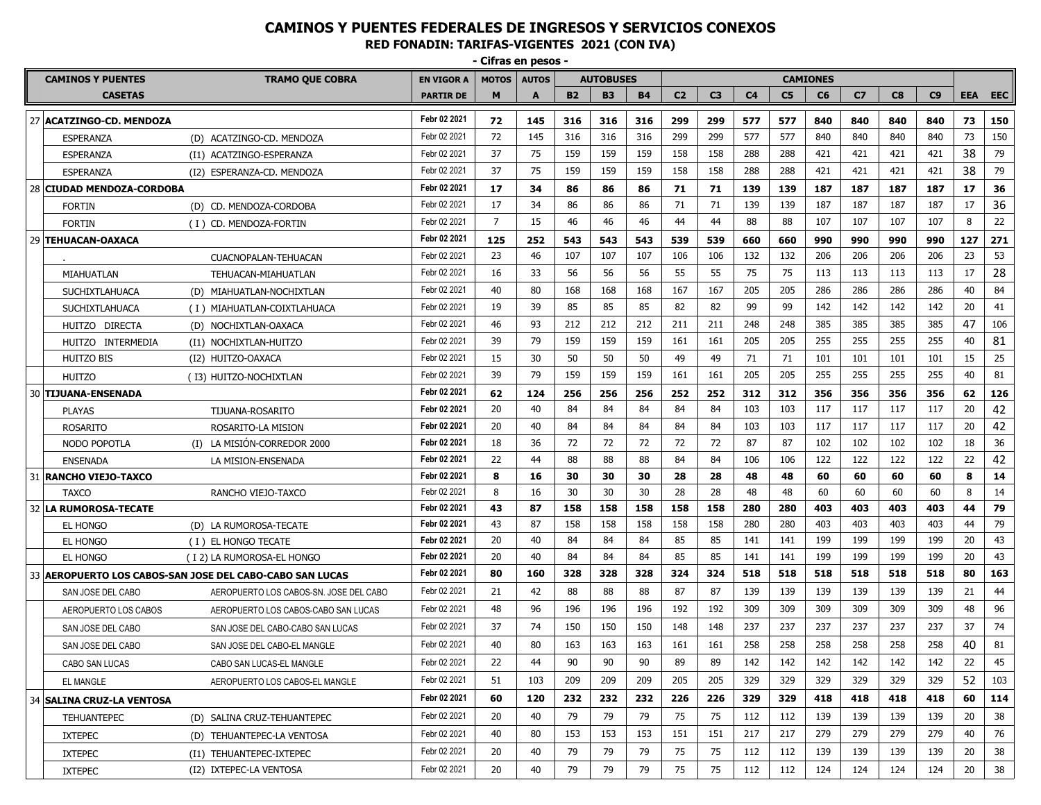# CAMINOS Y PUENTES FEDERALES DE INGRESOS Y SERVICIOS CONEXOS

## RED FONADIN: TARIFAS-VIGENTES 2021 (CON IVA)

**- Cifras en pesos -**

| | CAMINOS Y PUENTES | TRAMO QUE COBRA | EN VIGOR A | MOTOS | AUTOS | AUTOBUSES | | | CAMIONES | | | | | | | | | |
|---|---|---|---|---|---|---|---|---|---|---|---|---|---|---|---|---|---|---|
| | CASETAS | | PARTIR DE | M | A | B2 | B3 | B4 | C2 | C3 | C4 | C5 | C6 | C7 | C8 | C9 | EEA | EEC |
| 27 | **ACATZINGO-CD. MENDOZA** | | **Febr 02 2021** | **72** | **145** | **316** | **316** | **316** | **299** | **299** | **577** | **577** | **840** | **840** | **840** | **840** | **73** | **150** |
| | ESPERANZA | (D) ACATZINGO-CD. MENDOZA | Febr 02 2021 | 72 | 145 | 316 | 316 | 316 | 299 | 299 | 577 | 577 | 840 | 840 | 840 | 840 | 73 | 150 |
| | ESPERANZA | (I1) ACATZINGO-ESPERANZA | Febr 02 2021 | 37 | 75 | 159 | 159 | 159 | 158 | 158 | 288 | 288 | 421 | 421 | 421 | 421 | 38 | 79 |
| | ESPERANZA | (I2) ESPERANZA-CD. MENDOZA | Febr 02 2021 | 37 | 75 | 159 | 159 | 159 | 158 | 158 | 288 | 288 | 421 | 421 | 421 | 421 | 38 | 79 |
| 28 | **CIUDAD MENDOZA-CORDOBA** | | **Febr 02 2021** | **17** | **34** | **86** | **86** | **86** | **71** | **71** | **139** | **139** | **187** | **187** | **187** | **187** | **17** | **36** |
| | FORTIN | (D) CD. MENDOZA-CORDOBA | Febr 02 2021 | 17 | 34 | 86 | 86 | 86 | 71 | 71 | 139 | 139 | 187 | 187 | 187 | 187 | 17 | 36 |
| | FORTIN | ( I ) CD. MENDOZA-FORTIN | Febr 02 2021 | 7 | 15 | 46 | 46 | 46 | 44 | 44 | 88 | 88 | 107 | 107 | 107 | 107 | 8 | 22 |
| 29 | **TEHUACAN-OAXACA** | | **Febr 02 2021** | **125** | **252** | **543** | **543** | **543** | **539** | **539** | **660** | **660** | **990** | **990** | **990** | **990** | **127** | **271** |
| | . | CUACNOPALAN-TEHUACAN | Febr 02 2021 | 23 | 46 | 107 | 107 | 107 | 106 | 106 | 132 | 132 | 206 | 206 | 206 | 206 | 23 | 53 |
| | MIAHUATLAN | TEHUACAN-MIAHUATLAN | Febr 02 2021 | 16 | 33 | 56 | 56 | 56 | 55 | 55 | 75 | 75 | 113 | 113 | 113 | 113 | 17 | 28 |
| | SUCHIXTLAHUACA | (D) MIAHUATLAN-NOCHIXTLAN | Febr 02 2021 | 40 | 80 | 168 | 168 | 168 | 167 | 167 | 205 | 205 | 286 | 286 | 286 | 286 | 40 | 84 |
| | SUCHIXTLAHUACA | ( I ) MIAHUATLAN-COIXTLAHUACA | Febr 02 2021 | 19 | 39 | 85 | 85 | 85 | 82 | 82 | 99 | 99 | 142 | 142 | 142 | 142 | 20 | 41 |
| | HUITZO DIRECTA | (D) NOCHIXTLAN-OAXACA | Febr 02 2021 | 46 | 93 | 212 | 212 | 212 | 211 | 211 | 248 | 248 | 385 | 385 | 385 | 385 | 47 | 106 |
| | HUITZO INTERMEDIA | (I1) NOCHIXTLAN-HUITZO | Febr 02 2021 | 39 | 79 | 159 | 159 | 159 | 161 | 161 | 205 | 205 | 255 | 255 | 255 | 255 | 40 | 81 |
| | HUITZO BIS | (I2) HUITZO-OAXACA | Febr 02 2021 | 15 | 30 | 50 | 50 | 50 | 49 | 49 | 71 | 71 | 101 | 101 | 101 | 101 | 15 | 25 |
| | HUITZO | ( I3) HUITZO-NOCHIXTLAN | Febr 02 2021 | 39 | 79 | 159 | 159 | 159 | 161 | 161 | 205 | 205 | 255 | 255 | 255 | 255 | 40 | 81 |
| 30 | **TIJUANA-ENSENADA** | | **Febr 02 2021** | **62** | **124** | **256** | **256** | **256** | **252** | **252** | **312** | **312** | **356** | **356** | **356** | **356** | **62** | **126** |
| | PLAYAS | TIJUANA-ROSARITO | **Febr 02 2021** | 20 | 40 | 84 | 84 | 84 | 84 | 84 | 103 | 103 | 117 | 117 | 117 | 117 | 20 | 42 |
| | ROSARITO | ROSARITO-LA MISION | **Febr 02 2021** | 20 | 40 | 84 | 84 | 84 | 84 | 84 | 103 | 103 | 117 | 117 | 117 | 117 | 20 | 42 |
| | NODO POPOTLA | (I) LA MISIÓN-CORREDOR 2000 | **Febr 02 2021** | 18 | 36 | 72 | 72 | 72 | 72 | 72 | 87 | 87 | 102 | 102 | 102 | 102 | 18 | 36 |
| | ENSENADA | LA MISION-ENSENADA | **Febr 02 2021** | 22 | 44 | 88 | 88 | 88 | 84 | 84 | 106 | 106 | 122 | 122 | 122 | 122 | 22 | 42 |
| 31 | **RANCHO VIEJO-TAXCO** | | **Febr 02 2021** | **8** | **16** | **30** | **30** | **30** | **28** | **28** | **48** | **48** | **60** | **60** | **60** | **60** | **8** | **14** |
| | TAXCO | RANCHO VIEJO-TAXCO | Febr 02 2021 | 8 | 16 | 30 | 30 | 30 | 28 | 28 | 48 | 48 | 60 | 60 | 60 | 60 | 8 | 14 |
| 32 | **LA RUMOROSA-TECATE** | | **Febr 02 2021** | **43** | **87** | **158** | **158** | **158** | **158** | **158** | **280** | **280** | **403** | **403** | **403** | **403** | **44** | **79** |
| | EL HONGO | (D) LA RUMOROSA-TECATE | **Febr 02 2021** | 43 | 87 | 158 | 158 | 158 | 158 | 158 | 280 | 280 | 403 | 403 | 403 | 403 | 44 | 79 |
| | EL HONGO | ( I ) EL HONGO TECATE | **Febr 02 2021** | 20 | 40 | 84 | 84 | 84 | 85 | 85 | 141 | 141 | 199 | 199 | 199 | 199 | 20 | 43 |
| | EL HONGO | ( I 2) LA RUMOROSA-EL HONGO | **Febr 02 2021** | 20 | 40 | 84 | 84 | 84 | 85 | 85 | 141 | 141 | 199 | 199 | 199 | 199 | 20 | 43 |
| 33 | **AEROPUERTO LOS CABOS-SAN JOSE DEL CABO-CABO SAN LUCAS** | | **Febr 02 2021** | **80** | **160** | **328** | **328** | **328** | **324** | **324** | **518** | **518** | **518** | **518** | **518** | **518** | **80** | **163** |
| | SAN JOSE DEL CABO | AEROPUERTO LOS CABOS-SN. JOSE DEL CABO | Febr 02 2021 | 21 | 42 | 88 | 88 | 88 | 87 | 87 | 139 | 139 | 139 | 139 | 139 | 139 | 21 | 44 |
| | AEROPUERTO LOS CABOS | AEROPUERTO LOS CABOS-CABO SAN LUCAS | Febr 02 2021 | 48 | 96 | 196 | 196 | 196 | 192 | 192 | 309 | 309 | 309 | 309 | 309 | 309 | 48 | 96 |
| | SAN JOSE DEL CABO | SAN JOSE DEL CABO-CABO SAN LUCAS | Febr 02 2021 | 37 | 74 | 150 | 150 | 150 | 148 | 148 | 237 | 237 | 237 | 237 | 237 | 237 | 37 | 74 |
| | SAN JOSE DEL CABO | SAN JOSE DEL CABO-EL MANGLE | Febr 02 2021 | 40 | 80 | 163 | 163 | 163 | 161 | 161 | 258 | 258 | 258 | 258 | 258 | 258 | 40 | 81 |
| | CABO SAN LUCAS | CABO SAN LUCAS-EL MANGLE | Febr 02 2021 | 22 | 44 | 90 | 90 | 90 | 89 | 89 | 142 | 142 | 142 | 142 | 142 | 142 | 22 | 45 |
| | EL MANGLE | AEROPUERTO LOS CABOS-EL MANGLE | Febr 02 2021 | 51 | 103 | 209 | 209 | 209 | 205 | 205 | 329 | 329 | 329 | 329 | 329 | 329 | 52 | 103 |
| 34 | **SALINA CRUZ-LA VENTOSA** | | **Febr 02 2021** | **60** | **120** | **232** | **232** | **232** | **226** | **226** | **329** | **329** | **418** | **418** | **418** | **418** | **60** | **114** |
| | TEHUANTEPEC | (D) SALINA CRUZ-TEHUANTEPEC | Febr 02 2021 | 20 | 40 | 79 | 79 | 79 | 75 | 75 | 112 | 112 | 139 | 139 | 139 | 139 | 20 | 38 |
| | IXTEPEC | (D) TEHUANTEPEC-LA VENTOSA | Febr 02 2021 | 40 | 80 | 153 | 153 | 153 | 151 | 151 | 217 | 217 | 279 | 279 | 279 | 279 | 40 | 76 |
| | IXTEPEC | (I1) TEHUANTEPEC-IXTEPEC | Febr 02 2021 | 20 | 40 | 79 | 79 | 79 | 75 | 75 | 112 | 112 | 139 | 139 | 139 | 139 | 20 | 38 |
| | IXTEPEC | (I2) IXTEPEC-LA VENTOSA | Febr 02 2021 | 20 | 40 | 79 | 79 | 79 | 75 | 75 | 112 | 112 | 124 | 124 | 124 | 124 | 20 | 38 |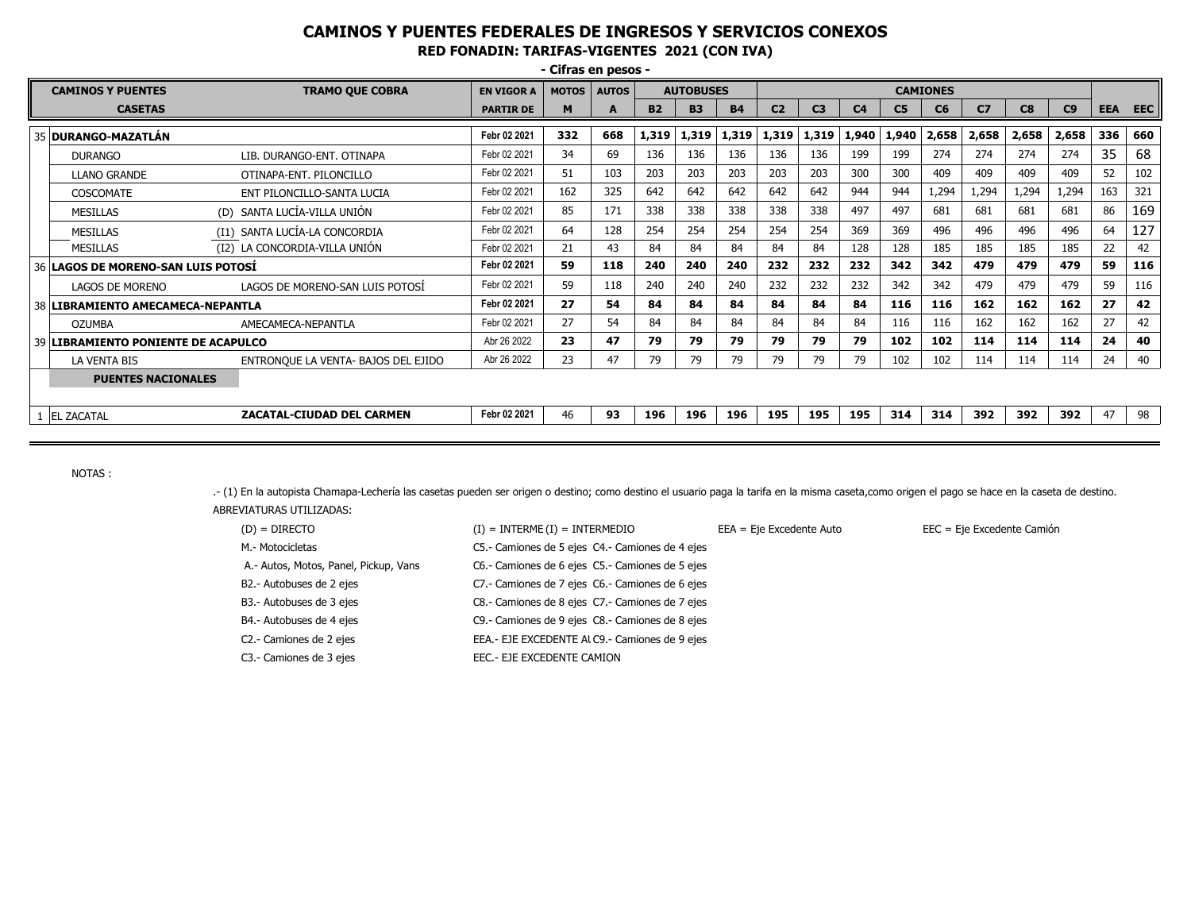# CAMINOS Y PUENTES FEDERALES DE INGRESOS Y SERVICIOS CONEXOS

## RED FONADIN: TARIFAS-VIGENTES 2021 (CON IVA)

**- Cifras en pesos -**

| | CAMINOS Y PUENTES | TRAMO QUE COBRA | EN VIGOR A | MOTOS | AUTOS | AUTOBUSES | | | CAMIONES | | | | | | | | | |
|---|---|---|---|---|---|---|---|---|---|---|---|---|---|---|---|---|---|---|
| | CASETAS | | PARTIR DE | M | A | B2 | B3 | B4 | C2 | C3 | C4 | C5 | C6 | C7 | C8 | C9 | EEA | EEC |
| 35 | **DURANGO-MAZATLÁN** | | **Febr 02 2021** | **332** | **668** | **1,319** | **1,319** | **1,319** | **1,319** | **1,319** | **1,940** | **1,940** | **2,658** | **2,658** | **2,658** | **2,658** | **336** | **660** |
| | DURANGO | LIB. DURANGO-ENT. OTINAPA | Febr 02 2021 | 34 | 69 | 136 | 136 | 136 | 136 | 136 | 199 | 199 | 274 | 274 | 274 | 274 | 35 | 68 |
| | LLANO GRANDE | OTINAPA-ENT. PILONCILLO | Febr 02 2021 | 51 | 103 | 203 | 203 | 203 | 203 | 203 | 300 | 300 | 409 | 409 | 409 | 409 | 52 | 102 |
| | COSCOMATE | ENT PILONCILLO-SANTA LUCIA | Febr 02 2021 | 162 | 325 | 642 | 642 | 642 | 642 | 642 | 944 | 944 | 1,294 | 1,294 | 1,294 | 1,294 | 163 | 321 |
| | MESILLAS | (D) SANTA LUCÍA-VILLA UNIÓN | Febr 02 2021 | 85 | 171 | 338 | 338 | 338 | 338 | 338 | 497 | 497 | 681 | 681 | 681 | 681 | 86 | 169 |
| | MESILLAS | (I1) SANTA LUCÍA-LA CONCORDIA | Febr 02 2021 | 64 | 128 | 254 | 254 | 254 | 254 | 254 | 369 | 369 | 496 | 496 | 496 | 496 | 64 | 127 |
| | MESILLAS | (I2) LA CONCORDIA-VILLA UNIÓN | Febr 02 2021 | 21 | 43 | 84 | 84 | 84 | 84 | 84 | 128 | 128 | 185 | 185 | 185 | 185 | 22 | 42 |
| 36 | **LAGOS DE MORENO-SAN LUIS POTOSÍ** | | **Febr 02 2021** | **59** | **118** | **240** | **240** | **240** | **232** | **232** | **232** | **342** | **342** | **479** | **479** | **479** | **59** | **116** |
| | LAGOS DE MORENO | LAGOS DE MORENO-SAN LUIS POTOSÍ | Febr 02 2021 | 59 | 118 | 240 | 240 | 240 | 232 | 232 | 232 | 342 | 342 | 479 | 479 | 479 | 59 | 116 |
| 38 | **LIBRAMIENTO AMECAMECA-NEPANTLA** | | **Febr 02 2021** | **27** | **54** | **84** | **84** | **84** | **84** | **84** | **84** | **116** | **116** | **162** | **162** | **162** | **27** | **42** |
| | OZUMBA | AMECAMECA-NEPANTLA | Febr 02 2021 | 27 | 54 | 84 | 84 | 84 | 84 | 84 | 84 | 116 | 116 | 162 | 162 | 162 | 27 | 42 |
| 39 | **LIBRAMIENTO PONIENTE DE ACAPULCO** | | Abr 26 2022 | **23** | **47** | **79** | **79** | **79** | **79** | **79** | **79** | **102** | **102** | **114** | **114** | **114** | **24** | **40** |
| | LA VENTA BIS | ENTRONQUE LA VENTA- BAJOS DEL EJIDO | Abr 26 2022 | 23 | 47 | 79 | 79 | 79 | 79 | 79 | 79 | 102 | 102 | 114 | 114 | 114 | 24 | 40 |
| | **PUENTES NACIONALES** | | | | | | | | | | | | | | | | | |
| 1 | EL ZACATAL | **ZACATAL-CIUDAD DEL CARMEN** | **Febr 02 2021** | 46 | **93** | **196** | **196** | **196** | **195** | **195** | **195** | **314** | **314** | **392** | **392** | **392** | 47 | 98 |

NOTAS :

.- (1) En la autopista Chamapa-Lechería las casetas pueden ser origen o destino; como destino el usuario paga la tarifa en la misma caseta,como origen el pago se hace en la caseta de destino.

ABREVIATURAS UTILIZADAS:

(D) = DIRECTO
(I) = INTERME (I) = INTERMEDIO
EEA = Eje Excedente Auto
EEC = Eje Excedente Camión

M.- Motocicletas
A.- Autos, Motos, Panel, Pickup, Vans
B2.- Autobuses de 2 ejes
B3.- Autobuses de 3 ejes
B4.- Autobuses de 4 ejes
C2.- Camiones de 2 ejes
C3.- Camiones de 3 ejes

C5.- Camiones de 5 ejes C4.- Camiones de 4 ejes
C6.- Camiones de 6 ejes C5.- Camiones de 5 ejes
C7.- Camiones de 7 ejes C6.- Camiones de 6 ejes
C8.- Camiones de 8 ejes C7.- Camiones de 7 ejes
C9.- Camiones de 9 ejes C8.- Camiones de 8 ejes
EEA.- EJE EXCEDENTE AU C9.- Camiones de 9 ejes
EEC.- EJE EXCEDENTE CAMION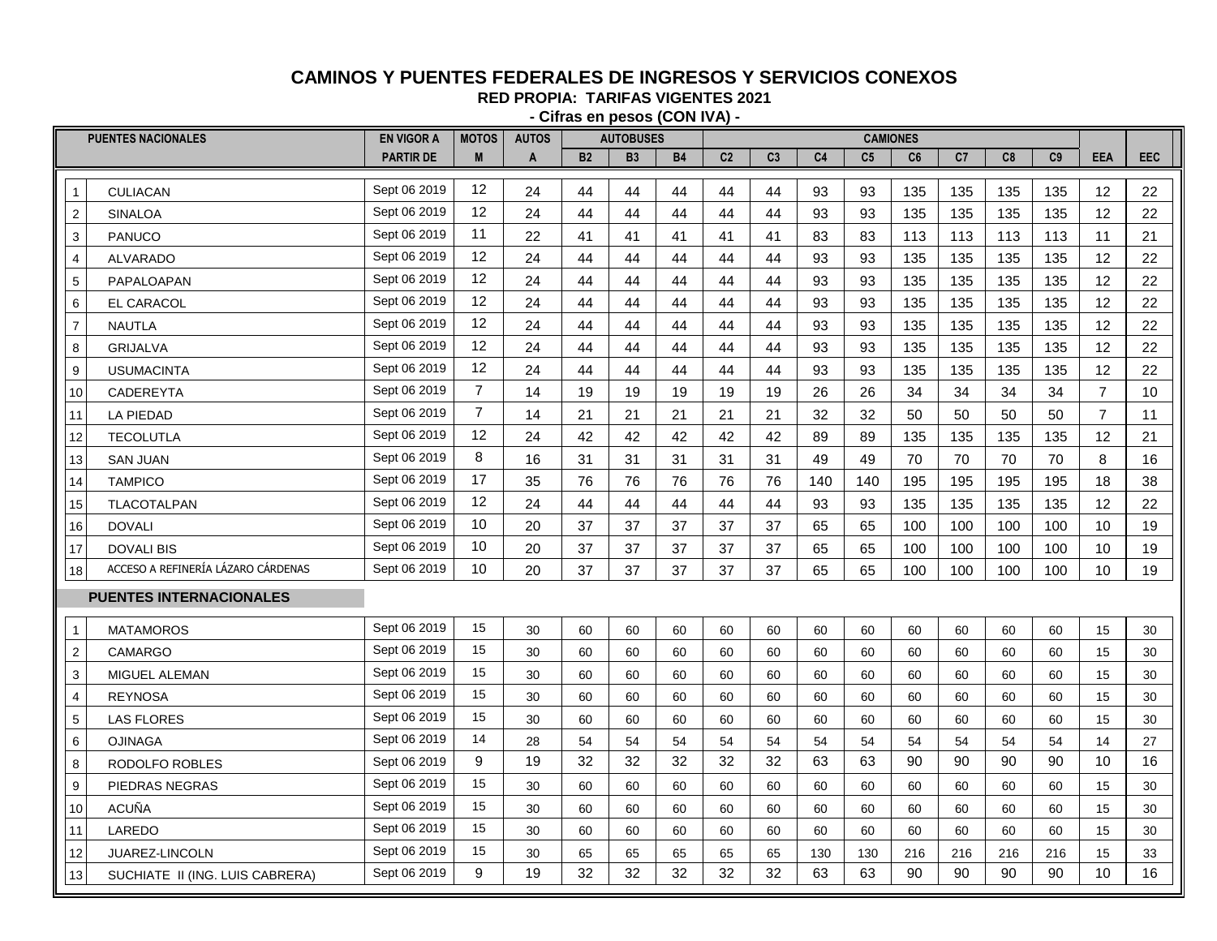## CAMINOS Y PUENTES FEDERALES DE INGRESOS Y SERVICIOS CONEXOS

**RED PROPIA: TARIFAS VIGENTES 2021**

**- Cifras en pesos (CON IVA) -**

| | PUENTES NACIONALES | EN VIGOR A | MOTOS | AUTOS | AUTOBUSES | | | CAMIONES | | | | | | | | | |
|---|---|---|---|---|---|---|---|---|---|---|---|---|---|---|---|---|---|
| | | PARTIR DE | M | A | B2 | B3 | B4 | C2 | C3 | C4 | C5 | C6 | C7 | C8 | C9 | EEA | EEC |
| 1 | CULIACAN | Sept 06 2019 | 12 | 24 | 44 | 44 | 44 | 44 | 44 | 93 | 93 | 135 | 135 | 135 | 135 | 12 | 22 |
| 2 | SINALOA | Sept 06 2019 | 12 | 24 | 44 | 44 | 44 | 44 | 44 | 93 | 93 | 135 | 135 | 135 | 135 | 12 | 22 |
| 3 | PANUCO | Sept 06 2019 | 11 | 22 | 41 | 41 | 41 | 41 | 41 | 83 | 83 | 113 | 113 | 113 | 113 | 11 | 21 |
| 4 | ALVARADO | Sept 06 2019 | 12 | 24 | 44 | 44 | 44 | 44 | 44 | 93 | 93 | 135 | 135 | 135 | 135 | 12 | 22 |
| 5 | PAPALOAPAN | Sept 06 2019 | 12 | 24 | 44 | 44 | 44 | 44 | 44 | 93 | 93 | 135 | 135 | 135 | 135 | 12 | 22 |
| 6 | EL CARACOL | Sept 06 2019 | 12 | 24 | 44 | 44 | 44 | 44 | 44 | 93 | 93 | 135 | 135 | 135 | 135 | 12 | 22 |
| 7 | NAUTLA | Sept 06 2019 | 12 | 24 | 44 | 44 | 44 | 44 | 44 | 93 | 93 | 135 | 135 | 135 | 135 | 12 | 22 |
| 8 | GRIJALVA | Sept 06 2019 | 12 | 24 | 44 | 44 | 44 | 44 | 44 | 93 | 93 | 135 | 135 | 135 | 135 | 12 | 22 |
| 9 | USUMACINTA | Sept 06 2019 | 12 | 24 | 44 | 44 | 44 | 44 | 44 | 93 | 93 | 135 | 135 | 135 | 135 | 12 | 22 |
| 10 | CADEREYTA | Sept 06 2019 | 7 | 14 | 19 | 19 | 19 | 19 | 19 | 26 | 26 | 34 | 34 | 34 | 34 | 7 | 10 |
| 11 | LA PIEDAD | Sept 06 2019 | 7 | 14 | 21 | 21 | 21 | 21 | 21 | 32 | 32 | 50 | 50 | 50 | 50 | 7 | 11 |
| 12 | TECOLUTLA | Sept 06 2019 | 12 | 24 | 42 | 42 | 42 | 42 | 42 | 89 | 89 | 135 | 135 | 135 | 135 | 12 | 21 |
| 13 | SAN JUAN | Sept 06 2019 | 8 | 16 | 31 | 31 | 31 | 31 | 31 | 49 | 49 | 70 | 70 | 70 | 70 | 8 | 16 |
| 14 | TAMPICO | Sept 06 2019 | 17 | 35 | 76 | 76 | 76 | 76 | 76 | 140 | 140 | 195 | 195 | 195 | 195 | 18 | 38 |
| 15 | TLACOTALPAN | Sept 06 2019 | 12 | 24 | 44 | 44 | 44 | 44 | 44 | 93 | 93 | 135 | 135 | 135 | 135 | 12 | 22 |
| 16 | DOVALI | Sept 06 2019 | 10 | 20 | 37 | 37 | 37 | 37 | 37 | 65 | 65 | 100 | 100 | 100 | 100 | 10 | 19 |
| 17 | DOVALI BIS | Sept 06 2019 | 10 | 20 | 37 | 37 | 37 | 37 | 37 | 65 | 65 | 100 | 100 | 100 | 100 | 10 | 19 |
| 18 | ACCESO A REFINERÍA LÁZARO CÁRDENAS | Sept 06 2019 | 10 | 20 | 37 | 37 | 37 | 37 | 37 | 65 | 65 | 100 | 100 | 100 | 100 | 10 | 19 |
| | **PUENTES INTERNACIONALES** | | | | | | | | | | | | | | | | |
| 1 | MATAMOROS | Sept 06 2019 | 15 | 30 | 60 | 60 | 60 | 60 | 60 | 60 | 60 | 60 | 60 | 60 | 60 | 15 | 30 |
| 2 | CAMARGO | Sept 06 2019 | 15 | 30 | 60 | 60 | 60 | 60 | 60 | 60 | 60 | 60 | 60 | 60 | 60 | 15 | 30 |
| 3 | MIGUEL ALEMAN | Sept 06 2019 | 15 | 30 | 60 | 60 | 60 | 60 | 60 | 60 | 60 | 60 | 60 | 60 | 60 | 15 | 30 |
| 4 | REYNOSA | Sept 06 2019 | 15 | 30 | 60 | 60 | 60 | 60 | 60 | 60 | 60 | 60 | 60 | 60 | 60 | 15 | 30 |
| 5 | LAS FLORES | Sept 06 2019 | 15 | 30 | 60 | 60 | 60 | 60 | 60 | 60 | 60 | 60 | 60 | 60 | 60 | 15 | 30 |
| 6 | OJINAGA | Sept 06 2019 | 14 | 28 | 54 | 54 | 54 | 54 | 54 | 54 | 54 | 54 | 54 | 54 | 54 | 14 | 27 |
| 8 | RODOLFO ROBLES | Sept 06 2019 | 9 | 19 | 32 | 32 | 32 | 32 | 32 | 63 | 63 | 90 | 90 | 90 | 90 | 10 | 16 |
| 9 | PIEDRAS NEGRAS | Sept 06 2019 | 15 | 30 | 60 | 60 | 60 | 60 | 60 | 60 | 60 | 60 | 60 | 60 | 60 | 15 | 30 |
| 10 | ACUÑA | Sept 06 2019 | 15 | 30 | 60 | 60 | 60 | 60 | 60 | 60 | 60 | 60 | 60 | 60 | 60 | 15 | 30 |
| 11 | LAREDO | Sept 06 2019 | 15 | 30 | 60 | 60 | 60 | 60 | 60 | 60 | 60 | 60 | 60 | 60 | 60 | 15 | 30 |
| 12 | JUAREZ-LINCOLN | Sept 06 2019 | 15 | 30 | 65 | 65 | 65 | 65 | 65 | 130 | 130 | 216 | 216 | 216 | 216 | 15 | 33 |
| 13 | SUCHIATE II (ING. LUIS CABRERA) | Sept 06 2019 | 9 | 19 | 32 | 32 | 32 | 32 | 32 | 63 | 63 | 90 | 90 | 90 | 90 | 10 | 16 |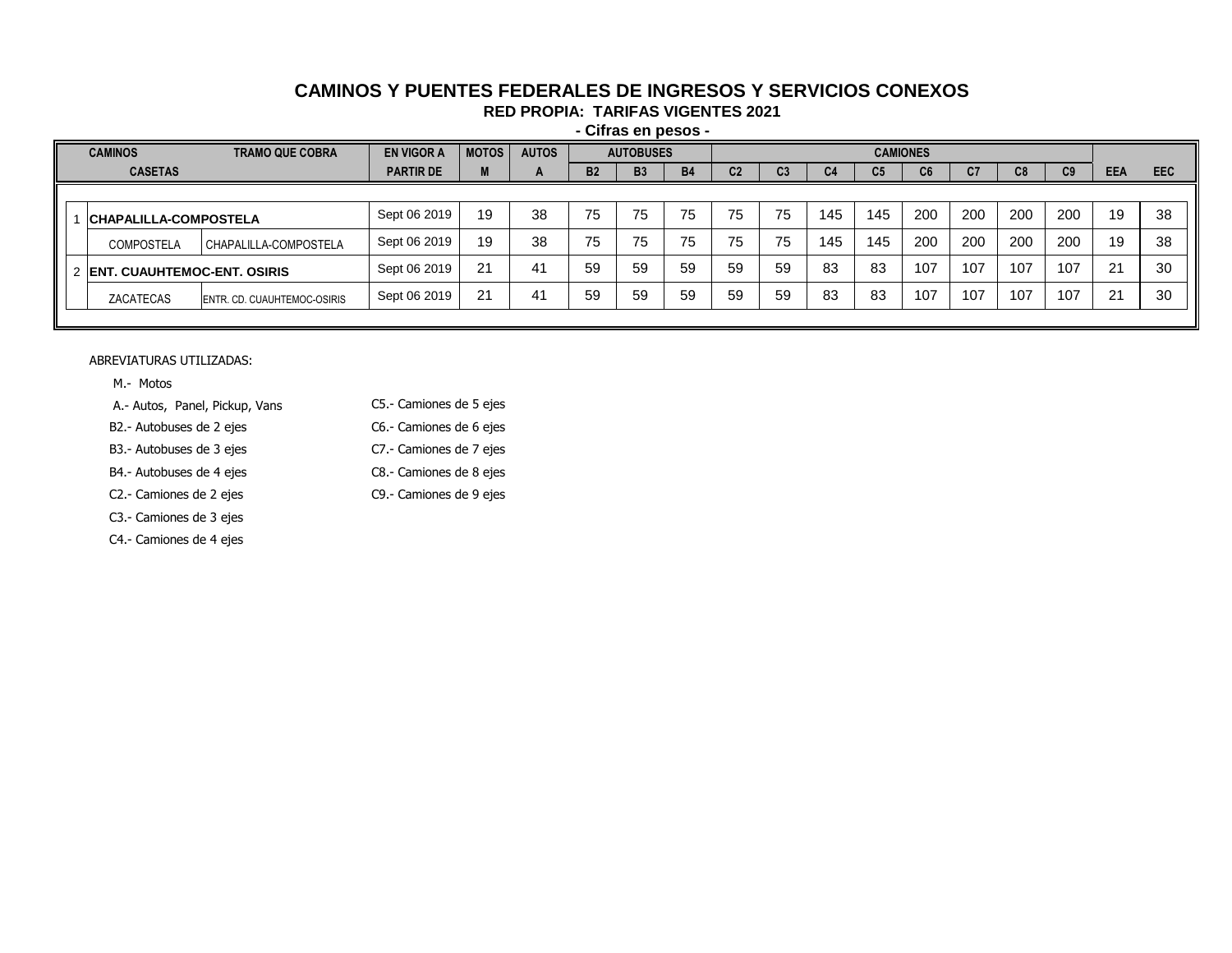# CAMINOS Y PUENTES FEDERALES DE INGRESOS Y SERVICIOS CONEXOS

## RED PROPIA: TARIFAS VIGENTES 2021

**- Cifras en pesos -**

| | CAMINOS | TRAMO QUE COBRA | EN VIGOR A | MOTOS | AUTOS | AUTOBUSES | | | CAMIONES | | | | | | | | | |
|---|---|---|---|---|---|---|---|---|---|---|---|---|---|---|---|---|---|---|
| | CASETAS | | PARTIR DE | M | A | B2 | B3 | B4 | C2 | C3 | C4 | C5 | C6 | C7 | C8 | C9 | EEA | EEC |
| 1 | **CHAPALILLA-COMPOSTELA** | | Sept 06 2019 | 19 | 38 | 75 | 75 | 75 | 75 | 75 | 145 | 145 | 200 | 200 | 200 | 200 | 19 | 38 |
| | COMPOSTELA | CHAPALILLA-COMPOSTELA | Sept 06 2019 | 19 | 38 | 75 | 75 | 75 | 75 | 75 | 145 | 145 | 200 | 200 | 200 | 200 | 19 | 38 |
| 2 | **ENT. CUAUHTEMOC-ENT. OSIRIS** | | Sept 06 2019 | 21 | 41 | 59 | 59 | 59 | 59 | 59 | 83 | 83 | 107 | 107 | 107 | 107 | 21 | 30 |
| | ZACATECAS | ENTR. CD. CUAUHTEMOC-OSIRIS | Sept 06 2019 | 21 | 41 | 59 | 59 | 59 | 59 | 59 | 83 | 83 | 107 | 107 | 107 | 107 | 21 | 30 |

ABREVIATURAS UTILIZADAS:

- M.- Motos
- A.- Autos, Panel, Pickup, Vans
- B2.- Autobuses de 2 ejes
- B3.- Autobuses de 3 ejes
- B4.- Autobuses de 4 ejes
- C2.- Camiones de 2 ejes
- C3.- Camiones de 3 ejes
- C4.- Camiones de 4 ejes
- C5.- Camiones de 5 ejes
- C6.- Camiones de 6 ejes
- C7.- Camiones de 7 ejes
- C8.- Camiones de 8 ejes
- C9.- Camiones de 9 ejes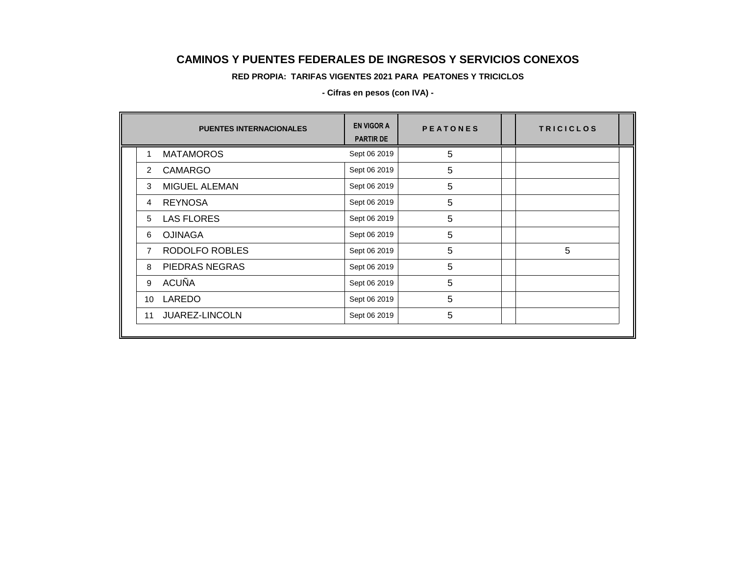# CAMINOS Y PUENTES FEDERALES DE INGRESOS Y SERVICIOS CONEXOS

**RED PROPIA: TARIFAS VIGENTES 2021 PARA PEATONES Y TRICICLOS**

**- Cifras en pesos (con IVA) -**

| | PUENTES INTERNACIONALES | EN VIGOR A PARTIR DE | PEATONES | TRICICLOS |
|---|---|---|---|---|
| 1 | MATAMOROS | Sept 06 2019 | 5 | |
| 2 | CAMARGO | Sept 06 2019 | 5 | |
| 3 | MIGUEL ALEMAN | Sept 06 2019 | 5 | |
| 4 | REYNOSA | Sept 06 2019 | 5 | |
| 5 | LAS FLORES | Sept 06 2019 | 5 | |
| 6 | OJINAGA | Sept 06 2019 | 5 | |
| 7 | RODOLFO ROBLES | Sept 06 2019 | 5 | 5 |
| 8 | PIEDRAS NEGRAS | Sept 06 2019 | 5 | |
| 9 | ACUÑA | Sept 06 2019 | 5 | |
| 10 | LAREDO | Sept 06 2019 | 5 | |
| 11 | JUAREZ-LINCOLN | Sept 06 2019 | 5 | |